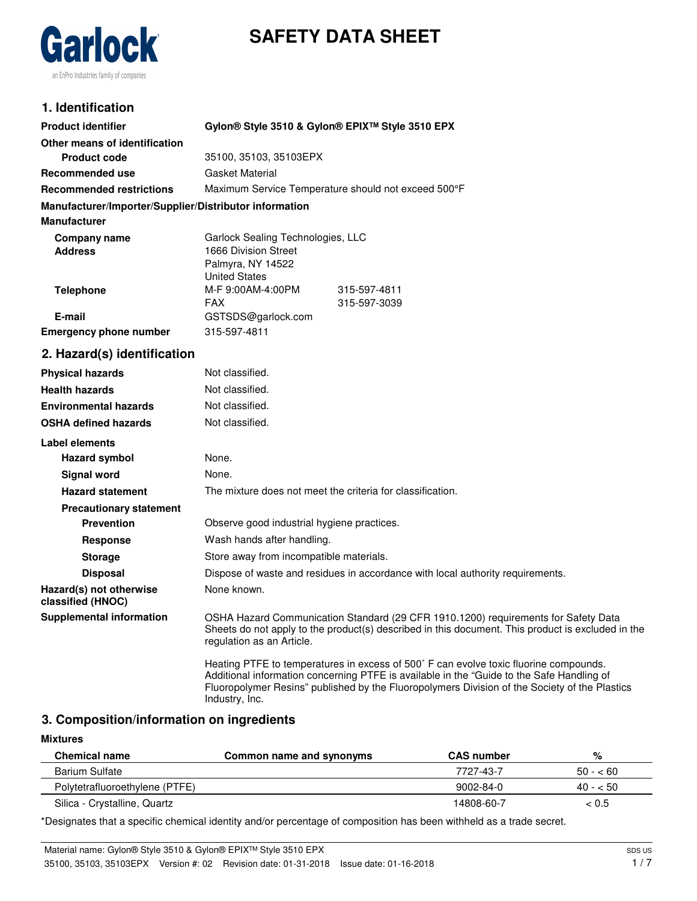Garlock

an EnPro Industries family of companies

# SAFETY DATA SHEET

## 1. Identification

**Product identifier** **Gylon® Style 3510 & Gylon® EPIX™ Style 3510 EPX**

**Other means of identification**

**Product code** 35100, 35103, 35103EPX

**Recommended use** Gasket Material

**Recommended restrictions** Maximum Service Temperature should not exceed 500°F

**Manufacturer/Importer/Supplier/Distributor information**

**Manufacturer**

**Company name** Garlock Sealing Technologies, LLC

**Address** 1666 Division Street
Palmyra, NY 14522
United States

**Telephone** M-F 9:00AM-4:00PM 315-597-4811
FAX 315-597-3039

**E-mail** GSTSDS@garlock.com

**Emergency phone number** 315-597-4811

## 2. Hazard(s) identification

**Physical hazards** Not classified.

**Health hazards** Not classified.

**Environmental hazards** Not classified.

**OSHA defined hazards** Not classified.

**Label elements**

**Hazard symbol** None.

**Signal word** None.

**Hazard statement** The mixture does not meet the criteria for classification.

**Precautionary statement**

**Prevention** Observe good industrial hygiene practices.

**Response** Wash hands after handling.

**Storage** Store away from incompatible materials.

**Disposal** Dispose of waste and residues in accordance with local authority requirements.

**Hazard(s) not otherwise classified (HNOC)** None known.

**Supplemental information** OSHA Hazard Communication Standard (29 CFR 1910.1200) requirements for Safety Data Sheets do not apply to the product(s) described in this document. This product is excluded in the regulation as an Article.

Heating PTFE to temperatures in excess of 500˚ F can evolve toxic fluorine compounds. Additional information concerning PTFE is available in the "Guide to the Safe Handling of Fluoropolymer Resins" published by the Fluoropolymers Division of the Society of the Plastics Industry, Inc.

## 3. Composition/information on ingredients

**Mixtures**

| Chemical name | Common name and synonyms | CAS number | % |
|---|---|---|---|
| Barium Sulfate | | 7727-43-7 | 50 - < 60 |
| Polytetrafluoroethylene (PTFE) | | 9002-84-0 | 40 - < 50 |
| Silica - Crystalline, Quartz | | 14808-60-7 | < 0.5 |

*Designates that a specific chemical identity and/or percentage of composition has been withheld as a trade secret.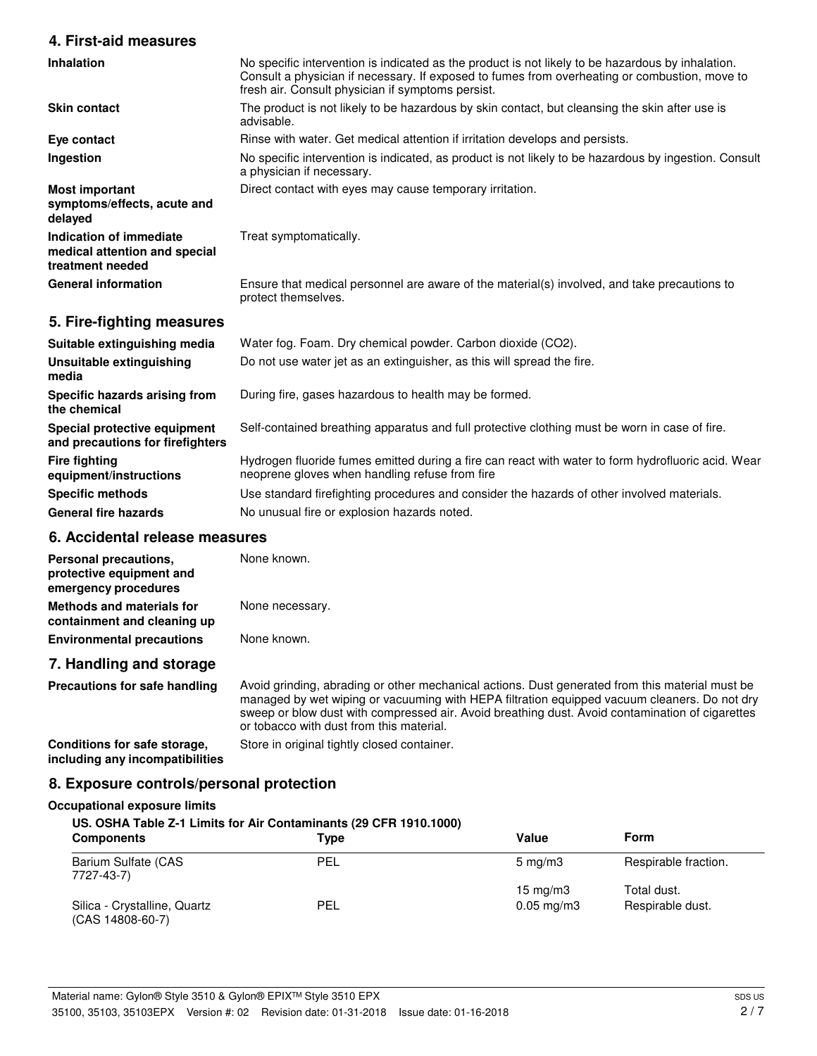## 4. First-aid measures

| | |
|---|---|
| **Inhalation** | No specific intervention is indicated as the product is not likely to be hazardous by inhalation. Consult a physician if necessary. If exposed to fumes from overheating or combustion, move to fresh air. Consult physician if symptoms persist. |
| **Skin contact** | The product is not likely to be hazardous by skin contact, but cleansing the skin after use is advisable. |
| **Eye contact** | Rinse with water. Get medical attention if irritation develops and persists. |
| **Ingestion** | No specific intervention is indicated, as product is not likely to be hazardous by ingestion. Consult a physician if necessary. |
| **Most important symptoms/effects, acute and delayed** | Direct contact with eyes may cause temporary irritation. |
| **Indication of immediate medical attention and special treatment needed** | Treat symptomatically. |
| **General information** | Ensure that medical personnel are aware of the material(s) involved, and take precautions to protect themselves. |

## 5. Fire-fighting measures

| | |
|---|---|
| **Suitable extinguishing media** | Water fog. Foam. Dry chemical powder. Carbon dioxide ($CO_2$). |
| **Unsuitable extinguishing media** | Do not use water jet as an extinguisher, as this will spread the fire. |
| **Specific hazards arising from the chemical** | During fire, gases hazardous to health may be formed. |
| **Special protective equipment and precautions for firefighters** | Self-contained breathing apparatus and full protective clothing must be worn in case of fire. |
| **Fire fighting equipment/instructions** | Hydrogen fluoride fumes emitted during a fire can react with water to form hydrofluoric acid. Wear neoprene gloves when handling refuse from fire |
| **Specific methods** | Use standard firefighting procedures and consider the hazards of other involved materials. |
| **General fire hazards** | No unusual fire or explosion hazards noted. |

## 6. Accidental release measures

| | |
|---|---|
| **Personal precautions, protective equipment and emergency procedures** | None known. |
| **Methods and materials for containment and cleaning up** | None necessary. |
| **Environmental precautions** | None known. |

## 7. Handling and storage

| | |
|---|---|
| **Precautions for safe handling** | Avoid grinding, abrading or other mechanical actions. Dust generated from this material must be managed by wet wiping or vacuuming with HEPA filtration equipped vacuum cleaners. Do not dry sweep or blow dust with compressed air. Avoid breathing dust. Avoid contamination of cigarettes or tobacco with dust from this material. |
| **Conditions for safe storage, including any incompatibilities** | Store in original tightly closed container. |

## 8. Exposure controls/personal protection

### Occupational exposure limits

**US. OSHA Table Z-1 Limits for Air Contaminants (29 CFR 1910.1000)**

| Components | Type | Value | Form |
|---|---|---|---|
| Barium Sulfate (CAS 7727-43-7) | PEL | 5 mg/m3 | Respirable fraction. |
| | | 15 mg/m3 | Total dust. |
| Silica - Crystalline, Quartz (CAS 14808-60-7) | PEL | 0.05 mg/m3 | Respirable dust. |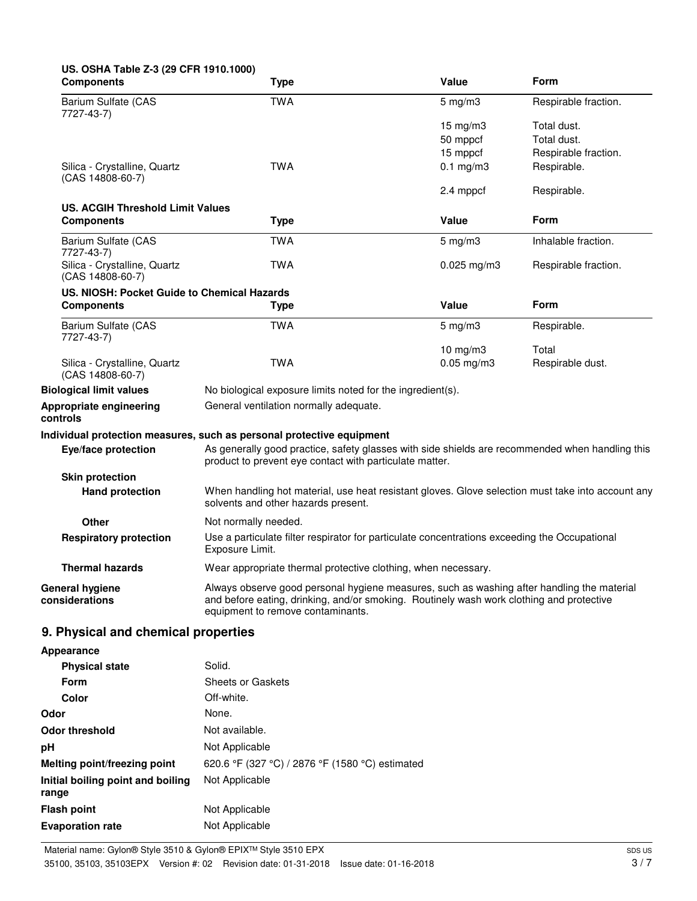**US. OSHA Table Z-3 (29 CFR 1910.1000)**

| Components | Type | Value | Form |
|---|---|---|---|
| Barium Sulfate (CAS 7727-43-7) | TWA | 5 mg/m3 | Respirable fraction. |
| | | 15 mg/m3 | Total dust. |
| | | 50 mppcf | Total dust. |
| | | 15 mppcf | Respirable fraction. |
| Silica - Crystalline, Quartz (CAS 14808-60-7) | TWA | 0.1 mg/m3 | Respirable. |
| | | 2.4 mppcf | Respirable. |

**US. ACGIH Threshold Limit Values**

| Components | Type | Value | Form |
|---|---|---|---|
| Barium Sulfate (CAS 7727-43-7) | TWA | 5 mg/m3 | Inhalable fraction. |
| Silica - Crystalline, Quartz (CAS 14808-60-7) | TWA | 0.025 mg/m3 | Respirable fraction. |

**US. NIOSH: Pocket Guide to Chemical Hazards**

| Components | Type | Value | Form |
|---|---|---|---|
| Barium Sulfate (CAS 7727-43-7) | TWA | 5 mg/m3 | Respirable. |
| | | 10 mg/m3 | Total |
| Silica - Crystalline, Quartz (CAS 14808-60-7) | TWA | 0.05 mg/m3 | Respirable dust. |

**Biological limit values** No biological exposure limits noted for the ingredient(s).

**Appropriate engineering controls** General ventilation normally adequate.

**Individual protection measures, such as personal protective equipment**

**Eye/face protection** As generally good practice, safety glasses with side shields are recommended when handling this product to prevent eye contact with particulate matter.

**Skin protection**

**Hand protection** When handling hot material, use heat resistant gloves. Glove selection must take into account any solvents and other hazards present.

**Other** Not normally needed.

**Respiratory protection** Use a particulate filter respirator for particulate concentrations exceeding the Occupational Exposure Limit.

**Thermal hazards** Wear appropriate thermal protective clothing, when necessary.

**General hygiene considerations** Always observe good personal hygiene measures, such as washing after handling the material and before eating, drinking, and/or smoking. Routinely wash work clothing and protective equipment to remove contaminants.

## 9. Physical and chemical properties

**Appearance**

**Physical state** Solid.

**Form** Sheets or Gaskets

**Color** Off-white.

**Odor** None.

**Odor threshold** Not available.

**pH** Not Applicable

**Melting point/freezing point** 620.6 °F (327 °C) / 2876 °F (1580 °C) estimated

**Initial boiling point and boiling range** Not Applicable

**Flash point** Not Applicable

**Evaporation rate** Not Applicable

Material name: Gylon® Style 3510 & Gylon® EPIX™ Style 3510 EPX
35100, 35103, 35103EPX Version #: 02 Revision date: 01-31-2018 Issue date: 01-16-2018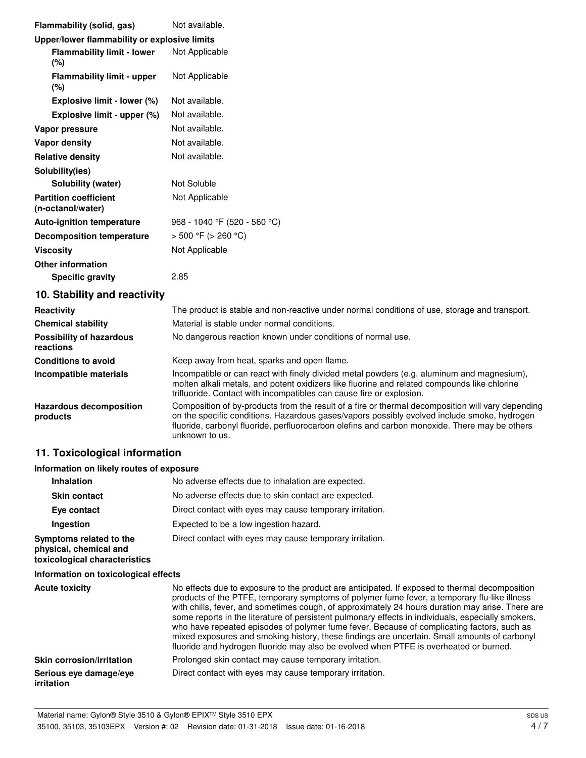| | |
|---|---|
| **Flammability (solid, gas)** | Not available. |
| **Upper/lower flammability or explosive limits** | |
| **Flammability limit - lower (%)** | Not Applicable |
| **Flammability limit - upper (%)** | Not Applicable |
| **Explosive limit - lower (%)** | Not available. |
| **Explosive limit - upper (%)** | Not available. |
| **Vapor pressure** | Not available. |
| **Vapor density** | Not available. |
| **Relative density** | Not available. |
| **Solubility(ies)** | |
| **Solubility (water)** | Not Soluble |
| **Partition coefficient (n-octanol/water)** | Not Applicable |
| **Auto-ignition temperature** | 968 - 1040 °F (520 - 560 °C) |
| **Decomposition temperature** | > 500 °F (> 260 °C) |
| **Viscosity** | Not Applicable |
| **Other information** | |
| **Specific gravity** | 2.85 |

## 10. Stability and reactivity

| | |
|---|---|
| **Reactivity** | The product is stable and non-reactive under normal conditions of use, storage and transport. |
| **Chemical stability** | Material is stable under normal conditions. |
| **Possibility of hazardous reactions** | No dangerous reaction known under conditions of normal use. |
| **Conditions to avoid** | Keep away from heat, sparks and open flame. |
| **Incompatible materials** | Incompatible or can react with finely divided metal powders (e.g. aluminum and magnesium), molten alkali metals, and potent oxidizers like fluorine and related compounds like chlorine trifluoride. Contact with incompatibles can cause fire or explosion. |
| **Hazardous decomposition products** | Composition of by-products from the result of a fire or thermal decomposition will vary depending on the specific conditions. Hazardous gases/vapors possibly evolved include smoke, hydrogen fluoride, carbonyl fluoride, perfluorocarbon olefins and carbon monoxide. There may be others unknown to us. |

## 11. Toxicological information

**Information on likely routes of exposure**

| | |
|---|---|
| **Inhalation** | No adverse effects due to inhalation are expected. |
| **Skin contact** | No adverse effects due to skin contact are expected. |
| **Eye contact** | Direct contact with eyes may cause temporary irritation. |
| **Ingestion** | Expected to be a low ingestion hazard. |
| **Symptoms related to the physical, chemical and toxicological characteristics** | Direct contact with eyes may cause temporary irritation. |

**Information on toxicological effects**

| | |
|---|---|
| **Acute toxicity** | No effects due to exposure to the product are anticipated. If exposed to thermal decomposition products of the PTFE, temporary symptoms of polymer fume fever, a temporary flu-like illness with chills, fever, and sometimes cough, of approximately 24 hours duration may arise. There are some reports in the literature of persistent pulmonary effects in individuals, especially smokers, who have repeated episodes of polymer fume fever. Because of complicating factors, such as mixed exposures and smoking history, these findings are uncertain. Small amounts of carbonyl fluoride and hydrogen fluoride may also be evolved when PTFE is overheated or burned. |
| **Skin corrosion/irritation** | Prolonged skin contact may cause temporary irritation. |
| **Serious eye damage/eye irritation** | Direct contact with eyes may cause temporary irritation. |

Material name: Gylon® Style 3510 & Gylon® EPIX™ Style 3510 EPX
35100, 35103, 35103EPX Version #: 02 Revision date: 01-31-2018 Issue date: 01-16-2018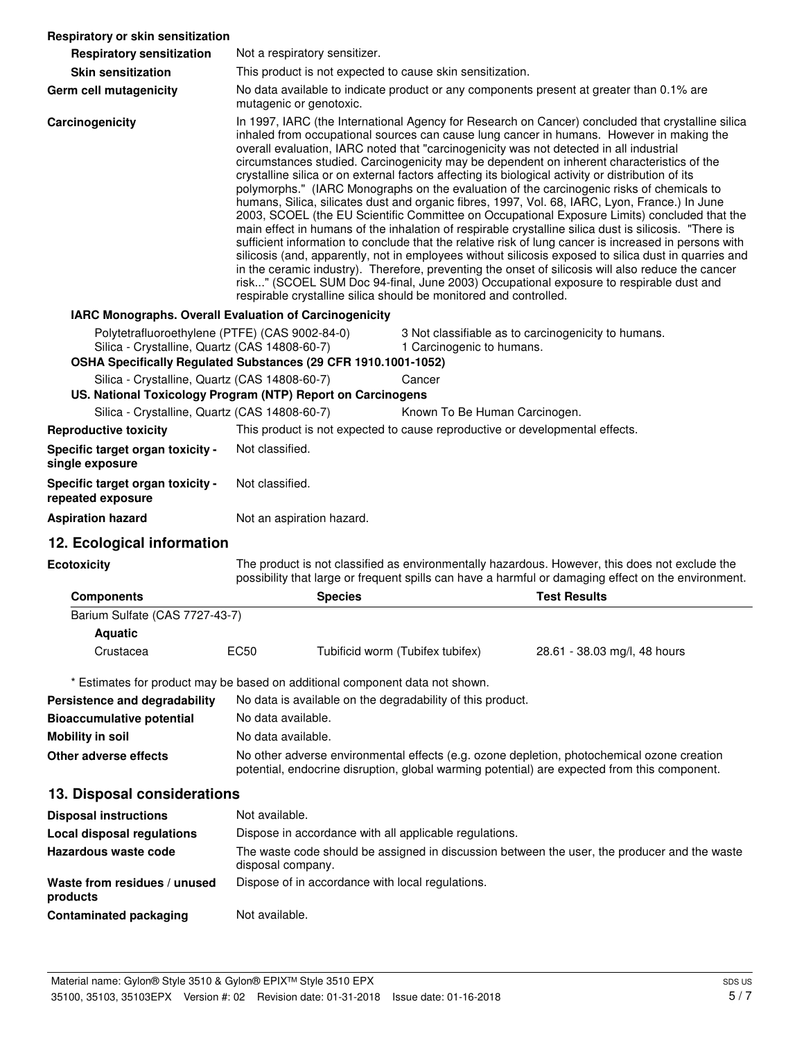**Respiratory or skin sensitization**

| | |
|---|---|
| **Respiratory sensitization** | Not a respiratory sensitizer. |
| **Skin sensitization** | This product is not expected to cause skin sensitization. |
| **Germ cell mutagenicity** | No data available to indicate product or any components present at greater than 0.1% are mutagenic or genotoxic. |
| **Carcinogenicity** | In 1997, IARC (the International Agency for Research on Cancer) concluded that crystalline silica inhaled from occupational sources can cause lung cancer in humans. However in making the overall evaluation, IARC noted that "carcinogenicity was not detected in all industrial circumstances studied. Carcinogenicity may be dependent on inherent characteristics of the crystalline silica or on external factors affecting its biological activity or distribution of its polymorphs." (IARC Monographs on the evaluation of the carcinogenic risks of chemicals to humans, Silica, silicates dust and organic fibres, 1997, Vol. 68, IARC, Lyon, France.) In June 2003, SCOEL (the EU Scientific Committee on Occupational Exposure Limits) concluded that the main effect in humans of the inhalation of respirable crystalline silica dust is silicosis. "There is sufficient information to conclude that the relative risk of lung cancer is increased in persons with silicosis (and, apparently, not in employees without silicosis exposed to silica dust in quarries and in the ceramic industry). Therefore, preventing the onset of silicosis will also reduce the cancer risk..." (SCOEL SUM Doc 94-final, June 2003) Occupational exposure to respirable dust and respirable crystalline silica should be monitored and controlled. |

**IARC Monographs. Overall Evaluation of Carcinogenicity**

| | |
|---|---|
| Polytetrafluoroethylene (PTFE) (CAS 9002-84-0) | 3 Not classifiable as to carcinogenicity to humans. |
| Silica - Crystalline, Quartz (CAS 14808-60-7) | 1 Carcinogenic to humans. |

**OSHA Specifically Regulated Substances (29 CFR 1910.1001-1052)**

| | |
|---|---|
| Silica - Crystalline, Quartz (CAS 14808-60-7) | Cancer |

**US. National Toxicology Program (NTP) Report on Carcinogens**

| | |
|---|---|
| Silica - Crystalline, Quartz (CAS 14808-60-7) | Known To Be Human Carcinogen. |

| | |
|---|---|
| **Reproductive toxicity** | This product is not expected to cause reproductive or developmental effects. |
| **Specific target organ toxicity - single exposure** | Not classified. |
| **Specific target organ toxicity - repeated exposure** | Not classified. |
| **Aspiration hazard** | Not an aspiration hazard. |

## 12. Ecological information

**Ecotoxicity** The product is not classified as environmentally hazardous. However, this does not exclude the possibility that large or frequent spills can have a harmful or damaging effect on the environment.

| Components | | Species | Test Results |
|---|---|---|---|
| Barium Sulfate (CAS 7727-43-7) | | | |
| **Aquatic** | | | |
| Crustacea | EC50 | Tubificid worm (Tubifex tubifex) | 28.61 - 38.03 mg/l, 48 hours |

* Estimates for product may be based on additional component data not shown.

| | |
|---|---|
| **Persistence and degradability** | No data is available on the degradability of this product. |
| **Bioaccumulative potential** | No data available. |
| **Mobility in soil** | No data available. |
| **Other adverse effects** | No other adverse environmental effects (e.g. ozone depletion, photochemical ozone creation potential, endocrine disruption, global warming potential) are expected from this component. |

## 13. Disposal considerations

| | |
|---|---|
| **Disposal instructions** | Not available. |
| **Local disposal regulations** | Dispose in accordance with all applicable regulations. |
| **Hazardous waste code** | The waste code should be assigned in discussion between the user, the producer and the waste disposal company. |
| **Waste from residues / unused products** | Dispose of in accordance with local regulations. |
| **Contaminated packaging** | Not available. |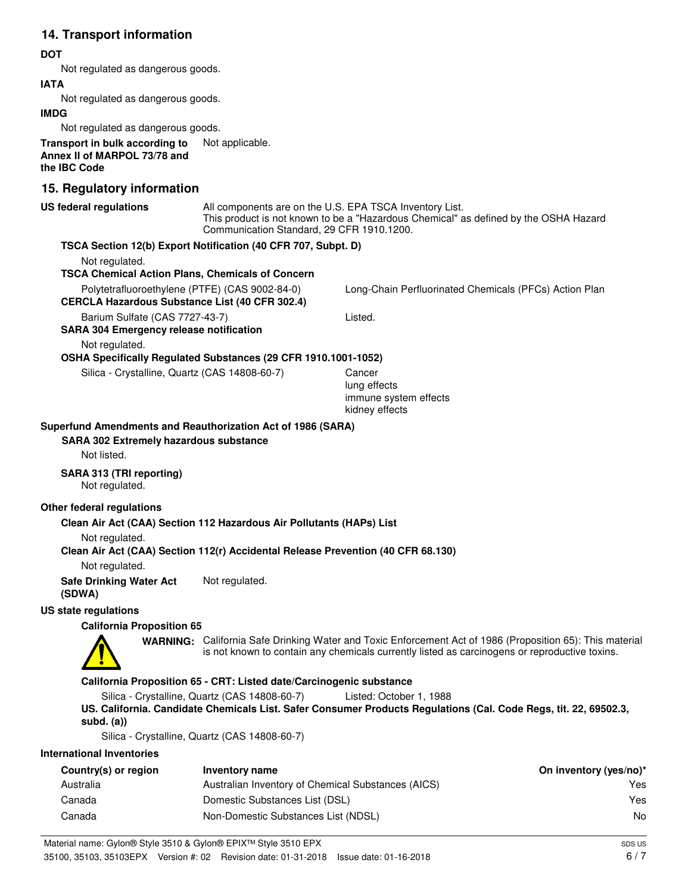## 14. Transport information

**DOT**

Not regulated as dangerous goods.

**IATA**

Not regulated as dangerous goods.

**IMDG**

Not regulated as dangerous goods.

**Transport in bulk according to Annex II of MARPOL 73/78 and the IBC Code** Not applicable.

## 15. Regulatory information

**US federal regulations** All components are on the U.S. EPA TSCA Inventory List. This product is not known to be a "Hazardous Chemical" as defined by the OSHA Hazard Communication Standard, 29 CFR 1910.1200.

**TSCA Section 12(b) Export Notification (40 CFR 707, Subpt. D)**

Not regulated.

**TSCA Chemical Action Plans, Chemicals of Concern**

Polytetrafluoroethylene (PTFE) (CAS 9002-84-0) — Long-Chain Perfluorinated Chemicals (PFCs) Action Plan

**CERCLA Hazardous Substance List (40 CFR 302.4)**

Barium Sulfate (CAS 7727-43-7) — Listed.

**SARA 304 Emergency release notification**

Not regulated.

**OSHA Specifically Regulated Substances (29 CFR 1910.1001-1052)**

Silica - Crystalline, Quartz (CAS 14808-60-7) — Cancer
lung effects
immune system effects
kidney effects

**Superfund Amendments and Reauthorization Act of 1986 (SARA)**

**SARA 302 Extremely hazardous substance**

Not listed.

**SARA 313 (TRI reporting)**

Not regulated.

**Other federal regulations**

**Clean Air Act (CAA) Section 112 Hazardous Air Pollutants (HAPs) List**

Not regulated.

**Clean Air Act (CAA) Section 112(r) Accidental Release Prevention (40 CFR 68.130)**

Not regulated.

**Safe Drinking Water Act (SDWA)** Not regulated.

**US state regulations**

**California Proposition 65**

**WARNING:** California Safe Drinking Water and Toxic Enforcement Act of 1986 (Proposition 65): This material is not known to contain any chemicals currently listed as carcinogens or reproductive toxins.

**California Proposition 65 - CRT: Listed date/Carcinogenic substance**

Silica - Crystalline, Quartz (CAS 14808-60-7) — Listed: October 1, 1988

**US. California. Candidate Chemicals List. Safer Consumer Products Regulations (Cal. Code Regs, tit. 22, 69502.3, subd. (a))**

Silica - Crystalline, Quartz (CAS 14808-60-7)

**International Inventories**

| Country(s) or region | Inventory name | On inventory (yes/no)* |
|---|---|---|
| Australia | Australian Inventory of Chemical Substances (AICS) | Yes |
| Canada | Domestic Substances List (DSL) | Yes |
| Canada | Non-Domestic Substances List (NDSL) | No |

Material name: Gylon® Style 3510 & Gylon® EPIX™ Style 3510 EPX
35100, 35103, 35103EPX Version #: 02 Revision date: 01-31-2018 Issue date: 01-16-2018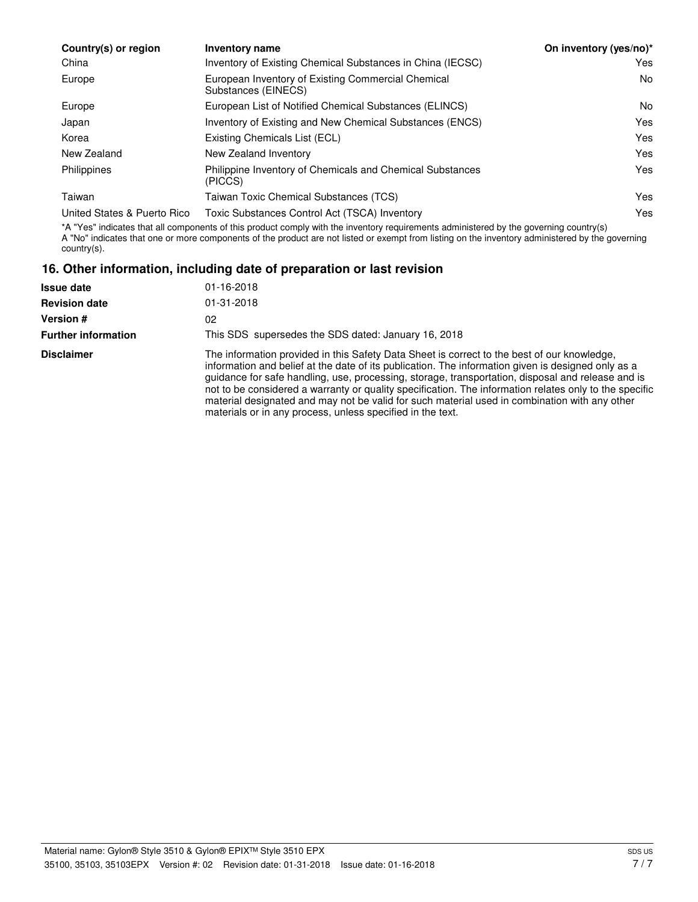| Country(s) or region | Inventory name | On inventory (yes/no)* |
| --- | --- | --- |
| China | Inventory of Existing Chemical Substances in China (IECSC) | Yes |
| Europe | European Inventory of Existing Commercial Chemical Substances (EINECS) | No |
| Europe | European List of Notified Chemical Substances (ELINCS) | No |
| Japan | Inventory of Existing and New Chemical Substances (ENCS) | Yes |
| Korea | Existing Chemicals List (ECL) | Yes |
| New Zealand | New Zealand Inventory | Yes |
| Philippines | Philippine Inventory of Chemicals and Chemical Substances (PICCS) | Yes |
| Taiwan | Taiwan Toxic Chemical Substances (TCS) | Yes |
| United States & Puerto Rico | Toxic Substances Control Act (TSCA) Inventory | Yes |

*A "Yes" indicates that all components of this product comply with the inventory requirements administered by the governing country(s)
A "No" indicates that one or more components of the product are not listed or exempt from listing on the inventory administered by the governing country(s).

## 16. Other information, including date of preparation or last revision

**Issue date** 01-16-2018

**Revision date** 01-31-2018

**Version #** 02

**Further information** This SDS supersedes the SDS dated: January 16, 2018

**Disclaimer** The information provided in this Safety Data Sheet is correct to the best of our knowledge, information and belief at the date of its publication. The information given is designed only as a guidance for safe handling, use, processing, storage, transportation, disposal and release and is not to be considered a warranty or quality specification. The information relates only to the specific material designated and may not be valid for such material used in combination with any other materials or in any process, unless specified in the text.